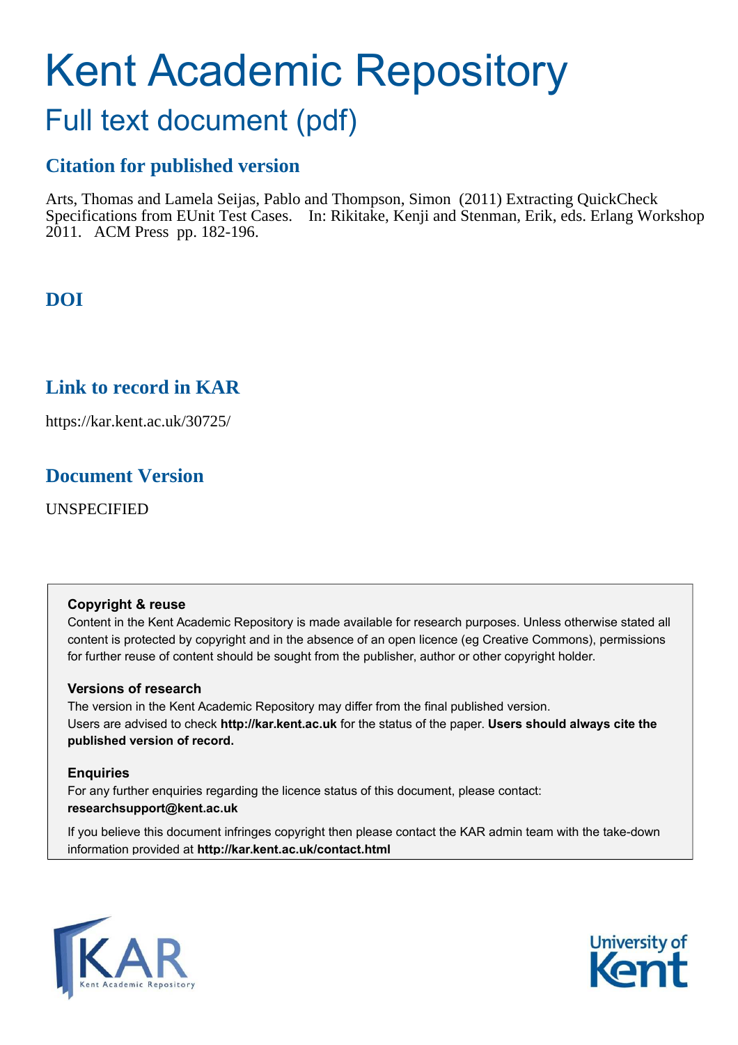# Kent Academic Repository

## Full text document (pdf)

### Citation for published version

Arts, Thomas and Lamela Seijas, Pablo and Thompson, Simon (2011) Extracting QuickCheck Specifications from EUnit Test Cases. In: Rikitake, Kenji and Stenman, Erik, eds. Erlang Workshop 2011. ACM Press pp. 182-196.

### DOI

### Link to record in KAR

https://kar.kent.ac.uk/30725/

### Document Version

UNSPECIFIED

**Copyright & reuse**

Content in the Kent Academic Repository is made available for research purposes. Unless otherwise stated all content is protected by copyright and in the absence of an open licence (eg Creative Commons), permissions for further reuse of content should be sought from the publisher, author or other copyright holder.

**Versions of research**

The version in the Kent Academic Repository may differ from the final published version. Users are advised to check **http://kar.kent.ac.uk** for the status of the paper. **Users should always cite the published version of record.**

**Enquiries**

For any further enquiries regarding the licence status of this document, please contact: **researchsupport@kent.ac.uk**

If you believe this document infringes copyright then please contact the KAR admin team with the take-down information provided at **http://kar.kent.ac.uk/contact.html**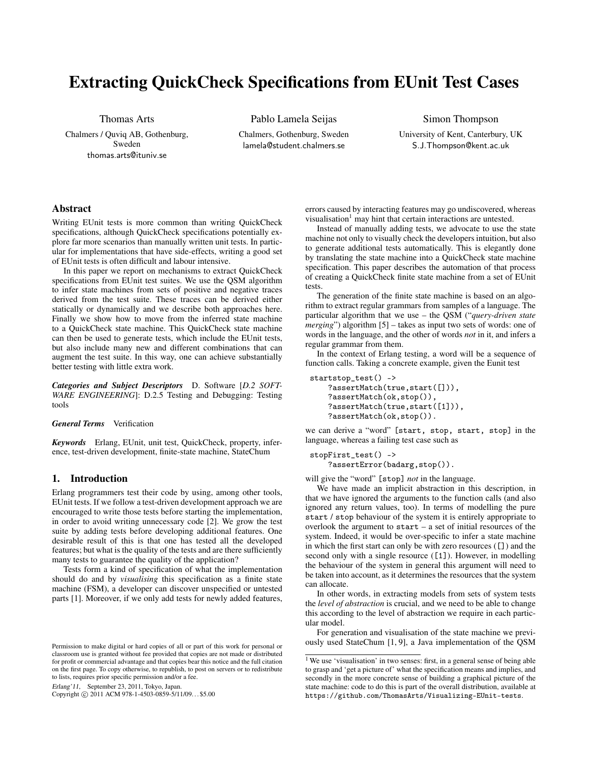# Extracting QuickCheck Specifications from EUnit Test Cases

Thomas Arts
Chalmers / Quviq AB, Gothenburg, Sweden
thomas.arts@ituniv.se

Pablo Lamela Seijas
Chalmers, Gothenburg, Sweden
lamela@student.chalmers.se

Simon Thompson
University of Kent, Canterbury, UK
S.J.Thompson@kent.ac.uk

## Abstract

Writing EUnit tests is more common than writing QuickCheck specifications, although QuickCheck specifications potentially explore far more scenarios than manually written unit tests. In particular for implementations that have side-effects, writing a good set of EUnit tests is often difficult and labour intensive.

In this paper we report on mechanisms to extract QuickCheck specifications from EUnit test suites. We use the QSM algorithm to infer state machines from sets of positive and negative traces derived from the test suite. These traces can be derived either statically or dynamically and we describe both approaches here. Finally we show how to move from the inferred state machine to a QuickCheck state machine. This QuickCheck state machine can then be used to generate tests, which include the EUnit tests, but also include many new and different combinations that can augment the test suite. In this way, one can achieve substantially better testing with little extra work.

***Categories and Subject Descriptors*** D. Software [*D.2 SOFTWARE ENGINEERING*]: D.2.5 Testing and Debugging: Testing tools

***General Terms*** Verification

***Keywords*** Erlang, EUnit, unit test, QuickCheck, property, inference, test-driven development, finite-state machine, StateChum

## 1. Introduction

Erlang programmers test their code by using, among other tools, EUnit tests. If we follow a test-driven development approach we are encouraged to write those tests before starting the implementation, in order to avoid writing unnecessary code [2]. We grow the test suite by adding tests before developing additional features. One desirable result of this is that one has tested all the developed features; but what is the quality of the tests and are there sufficiently many tests to guarantee the quality of the application?

Tests form a kind of specification of what the implementation should do and by *visualising* this specification as a finite state machine (FSM), a developer can discover unspecified or untested parts [1]. Moreover, if we only add tests for newly added features, errors caused by interacting features may go undiscovered, whereas visualisation[1] may hint that certain interactions are untested.

Instead of manually adding tests, we advocate to use the state machine not only to visually check the developers intuition, but also to generate additional tests automatically. This is elegantly done by translating the state machine into a QuickCheck state machine specification. This paper describes the automation of that process of creating a QuickCheck finite state machine from a set of EUnit tests.

The generation of the finite state machine is based on an algorithm to extract regular grammars from samples of a language. The particular algorithm that we use – the QSM ("*query-driven state merging*") algorithm [5] – takes as input two sets of words: one of words in the language, and the other of words *not* in it, and infers a regular grammar from them.

In the context of Erlang testing, a word will be a sequence of function calls. Taking a concrete example, given the Eunit test

```
startstop_test() ->
    ?assertMatch(true,start([])),
    ?assertMatch(ok,stop()),
    ?assertMatch(true,start([1])),
    ?assertMatch(ok,stop()).
```

we can derive a "word" `[start, stop, start, stop]` in the language, whereas a failing test case such as

```
stopFirst_test() ->
    ?assertError(badarg,stop()).
```

will give the "word" `[stop]` *not* in the language.

We have made an implicit abstraction in this description, in that we have ignored the arguments to the function calls (and also ignored any return values, too). In terms of modelling the pure `start` / `stop` behaviour of the system it is entirely appropriate to overlook the argument to `start` – a set of initial resources of the system. Indeed, it would be over-specific to infer a state machine in which the first start can only be with zero resources (`[]`) and the second only with a single resource (`[1]`). However, in modelling the behaviour of the system in general this argument will need to be taken into account, as it determines the resources that the system can allocate.

In other words, in extracting models from sets of system tests the *level of abstraction* is crucial, and we need to be able to change this according to the level of abstraction we require in each particular model.

For generation and visualisation of the state machine we previously used StateChum [1, 9], a Java implementation of the QSM

[1] We use 'visualisation' in two senses: first, in a general sense of being able to grasp and 'get a picture of' what the specification means and implies, and secondly in the more concrete sense of building a graphical picture of the state machine: code to do this is part of the overall distribution, available at https://github.com/ThomasArts/Visualizing-EUnit-tests.

Permission to make digital or hard copies of all or part of this work for personal or classroom use is granted without fee provided that copies are not made or distributed for profit or commercial advantage and that copies bear this notice and the full citation on the first page. To copy otherwise, to republish, to post on servers or to redistribute to lists, requires prior specific permission and/or a fee.

*Erlang'11*, September 23, 2011, Tokyo, Japan.
Copyright © 2011 ACM 978-1-4503-0859-5/11/09...$5.00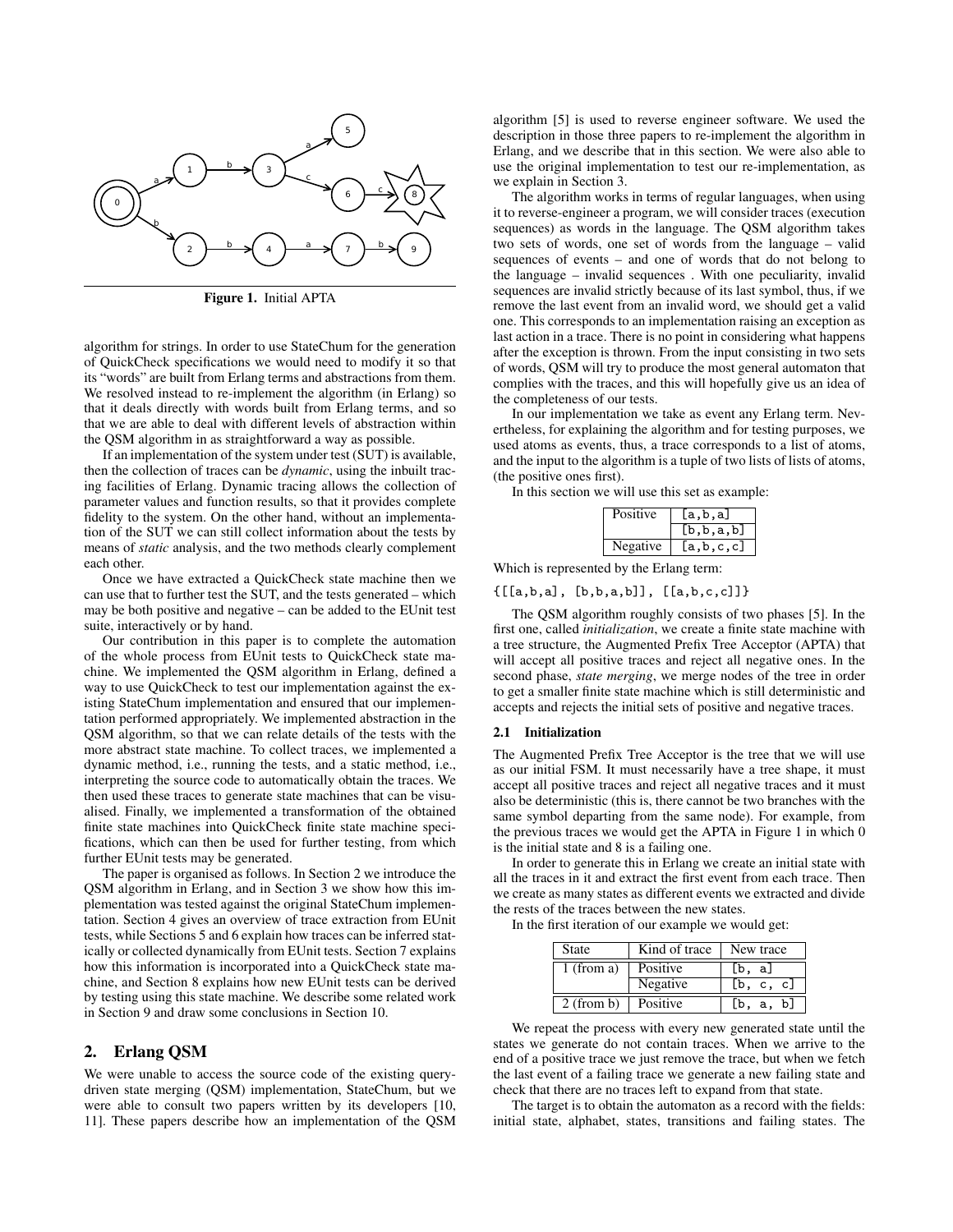Figure 1. Initial APTA

algorithm for strings. In order to use StateChum for the generation of QuickCheck specifications we would need to modify it so that its "words" are built from Erlang terms and abstractions from them. We resolved instead to re-implement the algorithm (in Erlang) so that it deals directly with words built from Erlang terms, and so that we are able to deal with different levels of abstraction within the QSM algorithm in as straightforward a way as possible.

If an implementation of the system under test (SUT) is available, then the collection of traces can be *dynamic*, using the inbuilt tracing facilities of Erlang. Dynamic tracing allows the collection of parameter values and function results, so that it provides complete fidelity to the system. On the other hand, without an implementation of the SUT we can still collect information about the tests by means of *static* analysis, and the two methods clearly complement each other.

Once we have extracted a QuickCheck state machine then we can use that to further test the SUT, and the tests generated – which may be both positive and negative – can be added to the EUnit test suite, interactively or by hand.

Our contribution in this paper is to complete the automation of the whole process from EUnit tests to QuickCheck state machine. We implemented the QSM algorithm in Erlang, defined a way to use QuickCheck to test our implementation against the existing StateChum implementation and ensured that our implementation performed appropriately. We implemented abstraction in the QSM algorithm, so that we can relate details of the tests with the more abstract state machine. To collect traces, we implemented a dynamic method, i.e., running the tests, and a static method, i.e., interpreting the source code to automatically obtain the traces. We then used these traces to generate state machines that can be visualised. Finally, we implemented a transformation of the obtained finite state machines into QuickCheck finite state machine specifications, which can then be used for further testing, from which further EUnit tests may be generated.

The paper is organised as follows. In Section 2 we introduce the QSM algorithm in Erlang, and in Section 3 we show how this implementation was tested against the original StateChum implementation. Section 4 gives an overview of trace extraction from EUnit tests, while Sections 5 and 6 explain how traces can be inferred statically or collected dynamically from EUnit tests. Section 7 explains how this information is incorporated into a QuickCheck state machine, and Section 8 explains how new EUnit tests can be derived by testing using this state machine. We describe some related work in Section 9 and draw some conclusions in Section 10.

## 2. Erlang QSM

We were unable to access the source code of the existing query-driven state merging (QSM) implementation, StateChum, but we were able to consult two papers written by its developers [10, 11]. These papers describe how an implementation of the QSM algorithm [5] is used to reverse engineer software. We used the description in those three papers to re-implement the algorithm in Erlang, and we describe that in this section. We were also able to use the original implementation to test our re-implementation, as we explain in Section 3.

The algorithm works in terms of regular languages, when using it to reverse-engineer a program, we will consider traces (execution sequences) as words in the language. The QSM algorithm takes two sets of words, one set of words from the language – valid sequences of events – and one of words that do not belong to the language – invalid sequences . With one peculiarity, invalid sequences are invalid strictly because of its last symbol, thus, if we remove the last event from an invalid word, we should get a valid one. This corresponds to an implementation raising an exception as last action in a trace. There is no point in considering what happens after the exception is thrown. From the input consisting in two sets of words, QSM will try to produce the most general automaton that complies with the traces, and this will hopefully give us an idea of the completeness of our tests.

In our implementation we take as event any Erlang term. Nevertheless, for explaining the algorithm and for testing purposes, we used atoms as events, thus, a trace corresponds to a list of atoms, and the input to the algorithm is a tuple of two lists of lists of atoms, (the positive ones first).

In this section we will use this set as example:

| | |
|---|---|
| Positive | [a,b,a] |
| | [b,b,a,b] |
| Negative | [a,b,c,c] |

Which is represented by the Erlang term:

```
{[[a,b,a], [b,b,a,b]], [[a,b,c,c]]}
```

The QSM algorithm roughly consists of two phases [5]. In the first one, called *initialization*, we create a finite state machine with a tree structure, the Augmented Prefix Tree Acceptor (APTA) that will accept all positive traces and reject all negative ones. In the second phase, *state merging*, we merge nodes of the tree in order to get a smaller finite state machine which is still deterministic and accepts and rejects the initial sets of positive and negative traces.

### 2.1 Initialization

The Augmented Prefix Tree Acceptor is the tree that we will use as our initial FSM. It must necessarily have a tree shape, it must accept all positive traces and reject all negative traces and it must also be deterministic (this is, there cannot be two branches with the same symbol departing from the same node). For example, from the previous traces we would get the APTA in Figure 1 in which 0 is the initial state and 8 is a failing one.

In order to generate this in Erlang we create an initial state with all the traces in it and extract the first event from each trace. Then we create as many states as different events we extracted and divide the rests of the traces between the new states.

In the first iteration of our example we would get:

| State | Kind of trace | New trace |
|---|---|---|
| 1 (from a) | Positive | [b, a] |
| | Negative | [b, c, c] |
| 2 (from b) | Positive | [b, a, b] |

We repeat the process with every new generated state until the states we generate do not contain traces. When we arrive to the end of a positive trace we just remove the trace, but when we fetch the last event of a failing trace we generate a new failing state and check that there are no traces left to expand from that state.

The target is to obtain the automaton as a record with the fields: initial state, alphabet, states, transitions and failing states. The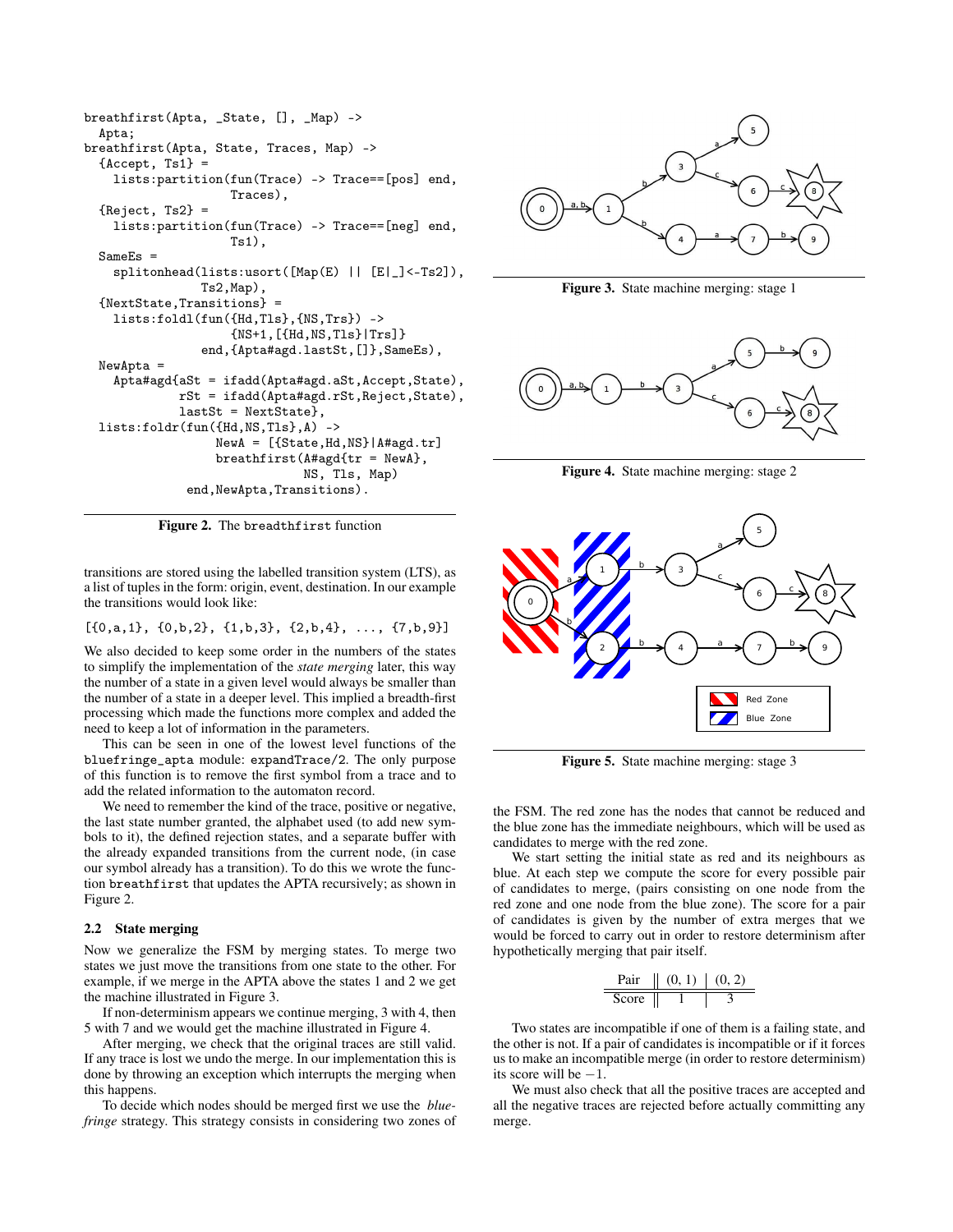```
breathfirst(Apta, _State, [], _Map) ->
  Apta;
breathfirst(Apta, State, Traces, Map) ->
  {Accept, Ts1} =
    lists:partition(fun(Trace) -> Trace==[pos] end,
                    Traces),
  {Reject, Ts2} =
    lists:partition(fun(Trace) -> Trace==[neg] end,
                    Ts1),
  SameEs =
    splitonhead(lists:usort([Map(E) || [E|_]<-Ts2]),
                Ts2,Map),
  {NextState,Transitions} =
    lists:foldl(fun({Hd,Tls},{NS,Trs}) ->
                    {NS+1,[{Hd,NS,Tls}|Trs]}
                end,{Apta#agd.lastSt,[]},SameEs),
  NewApta =
    Apta#agd{aSt = ifadd(Apta#agd.aSt,Accept,State),
             rSt = ifadd(Apta#agd.rSt,Reject,State),
             lastSt = NextState},
  lists:foldr(fun({Hd,NS,Tls},A) ->
                  NewA = [{State,Hd,NS}|A#agd.tr]
                  breathfirst(A#agd{tr = NewA},
                              NS, Tls, Map)
              end,NewApta,Transitions).
```

**Figure 2.** The breadthfirst function

transitions are stored using the labelled transition system (LTS), as a list of tuples in the form: origin, event, destination. In our example the transitions would look like:

```
[{0,a,1}, {0,b,2}, {1,b,3}, {2,b,4}, ..., {7,b,9}]
```

We also decided to keep some order in the numbers of the states to simplify the implementation of the *state merging* later, this way the number of a state in a given level would always be smaller than the number of a state in a deeper level. This implied a breadth-first processing which made the functions more complex and added the need to keep a lot of information in the parameters.

This can be seen in one of the lowest level functions of the `bluefringe_apta` module: `expandTrace/2`. The only purpose of this function is to remove the first symbol from a trace and to add the related information to the automaton record.

We need to remember the kind of the trace, positive or negative, the last state number granted, the alphabet used (to add new symbols to it), the defined rejection states, and a separate buffer with the already expanded transitions from the current node, (in case our symbol already has a transition). To do this we wrote the function `breathfirst` that updates the APTA recursively; as shown in Figure 2.

### 2.2 State merging

Now we generalize the FSM by merging states. To merge two states we just move the transitions from one state to the other. For example, if we merge in the APTA above the states 1 and 2 we get the machine illustrated in Figure 3.

If non-determinism appears we continue merging, 3 with 4, then 5 with 7 and we would get the machine illustrated in Figure 4.

After merging, we check that the original traces are still valid. If any trace is lost we undo the merge. In our implementation this is done by throwing an exception which interrupts the merging when this happens.

To decide which nodes should be merged first we use the *blue-fringe* strategy. This strategy consists in considering two zones of

**Figure 3.** State machine merging: stage 1

**Figure 4.** State machine merging: stage 2

**Figure 5.** State machine merging: stage 3

the FSM. The red zone has the nodes that cannot be reduced and the blue zone has the immediate neighbours, which will be used as candidates to merge with the red zone.

We start setting the initial state as red and its neighbours as blue. At each step we compute the score for every possible pair of candidates to merge, (pairs consisting on one node from the red zone and one node from the blue zone). The score for a pair of candidates is given by the number of extra merges that we would be forced to carry out in order to restore determinism after hypothetically merging that pair itself.

| Pair | (0, 1) | (0, 2) |
|---|---|---|
| Score | 1 | 3 |

Two states are incompatible if one of them is a failing state, and the other is not. If a pair of candidates is incompatible or if it forces us to make an incompatible merge (in order to restore determinism) its score will be $-1$.

We must also check that all the positive traces are accepted and all the negative traces are rejected before actually committing any merge.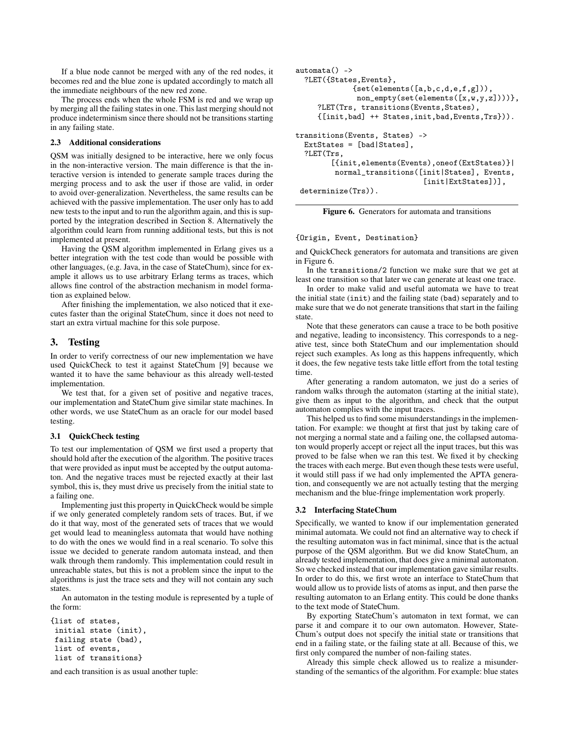If a blue node cannot be merged with any of the red nodes, it becomes red and the blue zone is updated accordingly to match all the immediate neighbours of the new red zone.

The process ends when the whole FSM is red and we wrap up by merging all the failing states in one. This last merging should not produce indeterminism since there should not be transitions starting in any failing state.

### 2.3 Additional considerations

QSM was initially designed to be interactive, here we only focus in the non-interactive version. The main difference is that the interactive version is intended to generate sample traces during the merging process and to ask the user if those are valid, in order to avoid over-generalization. Nevertheless, the same results can be achieved with the passive implementation. The user only has to add new tests to the input and to run the algorithm again, and this is supported by the integration described in Section 8. Alternatively the algorithm could learn from running additional tests, but this is not implemented at present.

Having the QSM algorithm implemented in Erlang gives us a better integration with the test code than would be possible with other languages, (e.g. Java, in the case of StateChum), since for example it allows us to use arbitrary Erlang terms as traces, which allows fine control of the abstraction mechanism in model formation as explained below.

After finishing the implementation, we also noticed that it executes faster than the original StateChum, since it does not need to start an extra virtual machine for this sole purpose.

## 3. Testing

In order to verify correctness of our new implementation we have used QuickCheck to test it against StateChum [9] because we wanted it to have the same behaviour as this already well-tested implementation.

We test that, for a given set of positive and negative traces, our implementation and StateChum give similar state machines. In other words, we use StateChum as an oracle for our model based testing.

### 3.1 QuickCheck testing

To test our implementation of QSM we first used a property that should hold after the execution of the algorithm. The positive traces that were provided as input must be accepted by the output automaton. And the negative traces must be rejected exactly at their last symbol, this is, they must drive us precisely from the initial state to a failing one.

Implementing just this property in QuickCheck would be simple if we only generated completely random sets of traces. But, if we do it that way, most of the generated sets of traces that we would get would lead to meaningless automata that would have nothing to do with the ones we would find in a real scenario. To solve this issue we decided to generate random automata instead, and then walk through them randomly. This implementation could result in unreachable states, but this is not a problem since the input to the algorithms is just the trace sets and they will not contain any such states.

An automaton in the testing module is represented by a tuple of the form:

```
{list of states,
 initial state (init),
 failing state (bad),
 list of events,
 list of transitions}
```

and each transition is as usual another tuple:

```
automata() ->
  ?LET({States,Events},
            {set(elements([a,b,c,d,e,f,g])),
             non_empty(set(elements([x,w,y,z])))},
     ?LET(Trs, transitions(Events,States),
     {[init,bad] ++ States,init,bad,Events,Trs})).

transitions(Events, States) ->
  ExtStates = [bad|States],
  ?LET(Trs,
       [{init,elements(Events),oneof(ExtStates)}|
        normal_transitions([init|States], Events,
                           [init|ExtStates])],
 determinize(Trs)).
```

**Figure 6.** Generators for automata and transitions

```
{Origin, Event, Destination}
```

and QuickCheck generators for automata and transitions are given in Figure 6.

In the `transitions/2` function we make sure that we get at least one transition so that later we can generate at least one trace.

In order to make valid and useful automata we have to treat the initial state (`init`) and the failing state (`bad`) separately and to make sure that we do not generate transitions that start in the failing state.

Note that these generators can cause a trace to be both positive and negative, leading to inconsistency. This corresponds to a negative test, since both StateChum and our implementation should reject such examples. As long as this happens infrequently, which it does, the few negative tests take little effort from the total testing time.

After generating a random automaton, we just do a series of random walks through the automaton (starting at the initial state), give them as input to the algorithm, and check that the output automaton complies with the input traces.

This helped us to find some misunderstandings in the implementation. For example: we thought at first that just by taking care of not merging a normal state and a failing one, the collapsed automaton would properly accept or reject all the input traces, but this was proved to be false when we ran this test. We fixed it by checking the traces with each merge. But even though these tests were useful, it would still pass if we had only implemented the APTA generation, and consequently we are not actually testing that the merging mechanism and the blue-fringe implementation work properly.

### 3.2 Interfacing StateChum

Specifically, we wanted to know if our implementation generated minimal automata. We could not find an alternative way to check if the resulting automaton was in fact minimal, since that is the actual purpose of the QSM algorithm. But we did know StateChum, an already tested implementation, that does give a minimal automaton. So we checked instead that our implementation gave similar results. In order to do this, we first wrote an interface to StateChum that would allow us to provide lists of atoms as input, and then parse the resulting automaton to an Erlang entity. This could be done thanks to the text mode of StateChum.

By exporting StateChum's automaton in text format, we can parse it and compare it to our own automaton. However, StateChum's output does not specify the initial state or transitions that end in a failing state, or the failing state at all. Because of this, we first only compared the number of non-failing states.

Already this simple check allowed us to realize a misunderstanding of the semantics of the algorithm. For example: blue states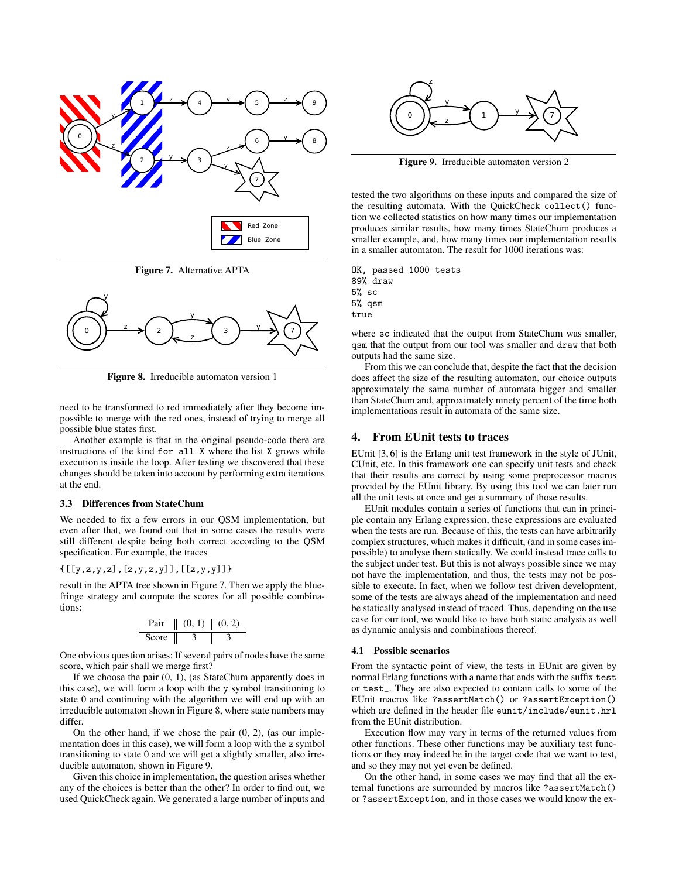Figure 7. Alternative APTA

Figure 8. Irreducible automaton version 1

need to be transformed to red immediately after they become impossible to merge with the red ones, instead of trying to merge all possible blue states first.

Another example is that in the original pseudo-code there are instructions of the kind `for all X` where the list `X` grows while execution is inside the loop. After testing we discovered that these changes should be taken into account by performing extra iterations at the end.

### 3.3 Differences from StateChum

We needed to fix a few errors in our QSM implementation, but even after that, we found out that in some cases the results were still different despite being both correct according to the QSM specification. For example, the traces

`{[[y,z,y,z],[z,y,z,y]],[[z,y,y]]}`

result in the APTA tree shown in Figure 7. Then we apply the blue-fringe strategy and compute the scores for all possible combinations:

| Pair | (0, 1) | (0, 2) |
|---|---|---|
| Score | 3 | 3 |

One obvious question arises: If several pairs of nodes have the same score, which pair shall we merge first?

If we choose the pair (0, 1), (as StateChum apparently does in this case), we will form a loop with the `y` symbol transitioning to state 0 and continuing with the algorithm we will end up with an irreducible automaton shown in Figure 8, where state numbers may differ.

On the other hand, if we chose the pair (0, 2), (as our implementation does in this case), we will form a loop with the `z` symbol transitioning to state 0 and we will get a slightly smaller, also irreducible automaton, shown in Figure 9.

Given this choice in implementation, the question arises whether any of the choices is better than the other? In order to find out, we used QuickCheck again. We generated a large number of inputs and tested the two algorithms on these inputs and compared the size of the resulting automata. With the QuickCheck `collect()` function we collected statistics on how many times our implementation produces similar results, how many times StateChum produces a smaller example, and, how many times our implementation results in a smaller automaton. The result for 1000 iterations was:

Figure 9. Irreducible automaton version 2

```
OK, passed 1000 tests
89% draw
5% sc
5% qsm
true
```

where `sc` indicated that the output from StateChum was smaller, `qsm` that the output from our tool was smaller and `draw` that both outputs had the same size.

From this we can conclude that, despite the fact that the decision does affect the size of the resulting automaton, our choice outputs approximately the same number of automata bigger and smaller than StateChum and, approximately ninety percent of the time both implementations result in automata of the same size.

## 4. From EUnit tests to traces

EUnit [3, 6] is the Erlang unit test framework in the style of JUnit, CUnit, etc. In this framework one can specify unit tests and check that their results are correct by using some preprocessor macros provided by the EUnit library. By using this tool we can later run all the unit tests at once and get a summary of those results.

EUnit modules contain a series of functions that can in principle contain any Erlang expression, these expressions are evaluated when the tests are run. Because of this, the tests can have arbitrarily complex structures, which makes it difficult, (and in some cases impossible) to analyse them statically. We could instead trace calls to the subject under test. But this is not always possible since we may not have the implementation, and thus, the tests may not be possible to execute. In fact, when we follow test driven development, some of the tests are always ahead of the implementation and need be statically analysed instead of traced. Thus, depending on the use case for our tool, we would like to have both static analysis as well as dynamic analysis and combinations thereof.

### 4.1 Possible scenarios

From the syntactic point of view, the tests in EUnit are given by normal Erlang functions with a name that ends with the suffix `test` or `test_`. They are also expected to contain calls to some of the EUnit macros like `?assertMatch()` or `?assertException()` which are defined in the header file `eunit/include/eunit.hrl` from the EUnit distribution.

Execution flow may vary in terms of the returned values from other functions. These other functions may be auxiliary test functions or they may indeed be in the target code that we want to test, and so they may not yet even be defined.

On the other hand, in some cases we may find that all the external functions are surrounded by macros like `?assertMatch()` or `?assertException`, and in those cases we would know the ex-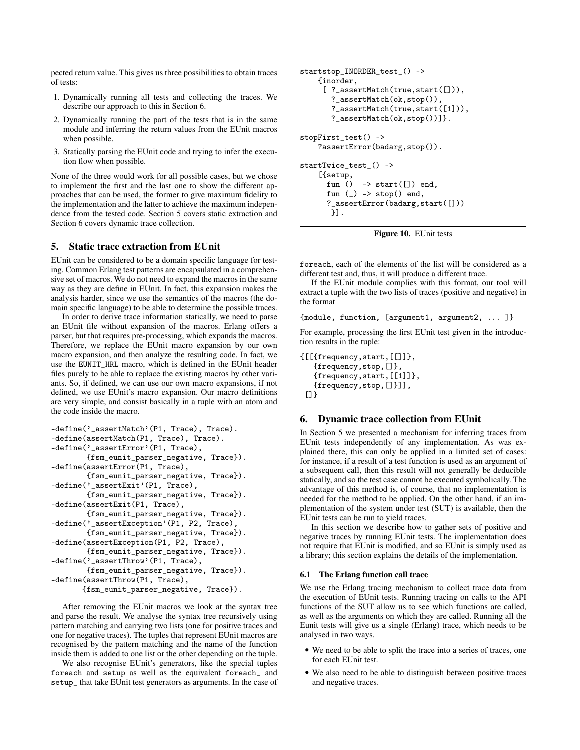pected return value. This gives us three possibilities to obtain traces of tests:

1. Dynamically running all tests and collecting the traces. We describe our approach to this in Section 6.
2. Dynamically running the part of the tests that is in the same module and inferring the return values from the EUnit macros when possible.
3. Statically parsing the EUnit code and trying to infer the execution flow when possible.

None of the three would work for all possible cases, but we chose to implement the first and the last one to show the different approaches that can be used, the former to give maximum fidelity to the implementation and the latter to achieve the maximum independence from the tested code. Section 5 covers static extraction and Section 6 covers dynamic trace collection.

## 5. Static trace extraction from EUnit

EUnit can be considered to be a domain specific language for testing. Common Erlang test patterns are encapsulated in a comprehensive set of macros. We do not need to expand the macros in the same way as they are define in EUnit. In fact, this expansion makes the analysis harder, since we use the semantics of the macros (the domain specific language) to be able to determine the possible traces.

In order to derive trace information statically, we need to parse an EUnit file without expansion of the macros. Erlang offers a parser, but that requires pre-processing, which expands the macros. Therefore, we replace the EUnit macro expansion by our own macro expansion, and then analyze the resulting code. In fact, we use the `EUNIT_HRL` macro, which is defined in the EUnit header files purely to be able to replace the existing macros by other variants. So, if defined, we can use our own macro expansions, if not defined, we use EUnit's macro expansion. Our macro definitions are very simple, and consist basically in a tuple with an atom and the code inside the macro.

```
-define('_assertMatch'(P1, Trace), Trace).
-define(assertMatch(P1, Trace), Trace).
-define('_assertError'(P1, Trace),
        {fsm_eunit_parser_negative, Trace}).
-define(assertError(P1, Trace),
        {fsm_eunit_parser_negative, Trace}).
-define('_assertExit'(P1, Trace),
        {fsm_eunit_parser_negative, Trace}).
-define(assertExit(P1, Trace),
        {fsm_eunit_parser_negative, Trace}).
-define('_assertException'(P1, P2, Trace),
        {fsm_eunit_parser_negative, Trace}).
-define(assertException(P1, P2, Trace),
        {fsm_eunit_parser_negative, Trace}).
-define('_assertThrow'(P1, Trace),
        {fsm_eunit_parser_negative, Trace}).
-define(assertThrow(P1, Trace),
       {fsm_eunit_parser_negative, Trace}).
```

After removing the EUnit macros we look at the syntax tree and parse the result. We analyse the syntax tree recursively using pattern matching and carrying two lists (one for positive traces and one for negative traces). The tuples that represent EUnit macros are recognised by the pattern matching and the name of the function inside them is added to one list or the other depending on the tuple.

We also recognise EUnit's generators, like the special tuples `foreach` and `setup` as well as the equivalent `foreach_` and `setup_` that take EUnit test generators as arguments. In the case of `foreach`, each of the elements of the list will be considered as a different test and, thus, it will produce a different trace.

```
startstop_INORDER_test_() ->
    {inorder,
     [ ?_assertMatch(true,start([])),
       ?_assertMatch(ok,stop()),
       ?_assertMatch(true,start([1])),
       ?_assertMatch(ok,stop())]}.

stopFirst_test() ->
    ?assertError(badarg,stop()).

startTwice_test_() ->
    [{setup,
      fun ()  -> start([]) end,
      fun (_) -> stop() end,
      ?_assertError(badarg,start([]))
       }].
```

**Figure 10.** EUnit tests

If the EUnit module complies with this format, our tool will extract a tuple with the two lists of traces (positive and negative) in the format

```
{module, function, [argument1, argument2, ... ]}
```

For example, processing the first EUnit test given in the introduction results in the tuple:

```
{[[{frequency,start,[[]]},
   {frequency,stop,[]},
   {frequency,start,[[1]]},
   {frequency,stop,[]}]],
 []}
```

## 6. Dynamic trace collection from EUnit

In Section 5 we presented a mechanism for inferring traces from EUnit tests independently of any implementation. As was explained there, this can only be applied in a limited set of cases: for instance, if a result of a test function is used as an argument of a subsequent call, then this result will not generally be deducible statically, and so the test case cannot be executed symbolically. The advantage of this method is, of course, that no implementation is needed for the method to be applied. On the other hand, if an implementation of the system under test (SUT) is available, then the EUnit tests can be run to yield traces.

In this section we describe how to gather sets of positive and negative traces by running EUnit tests. The implementation does not require that EUnit is modified, and so EUnit is simply used as a library; this section explains the details of the implementation.

### 6.1 The Erlang function call trace

We use the Erlang tracing mechanism to collect trace data from the execution of EUnit tests. Running tracing on calls to the API functions of the SUT allow us to see which functions are called, as well as the arguments on which they are called. Running all the Eunit tests will give us a single (Erlang) trace, which needs to be analysed in two ways.

- We need to be able to split the trace into a series of traces, one for each EUnit test.
- We also need to be able to distinguish between positive traces and negative traces.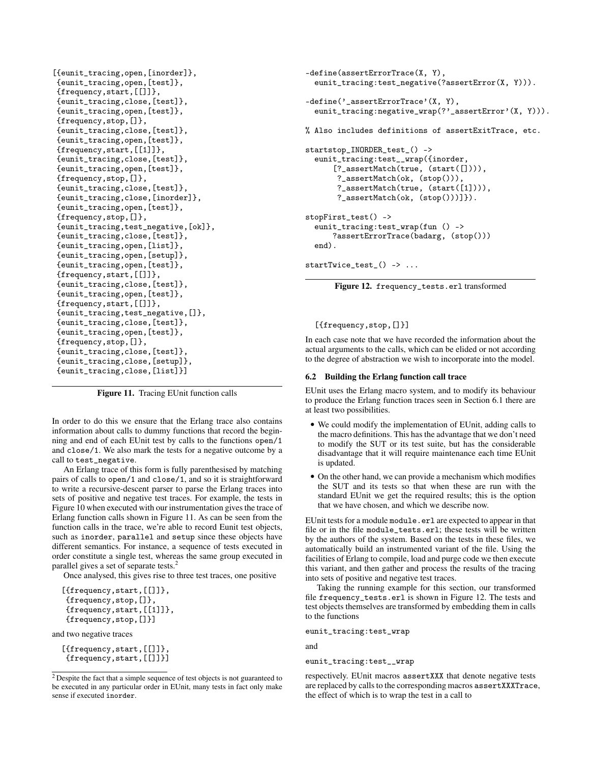```
[{eunit_tracing,open,[inorder]},
 {eunit_tracing,open,[test]},
 {frequency,start,[[]]},
 {eunit_tracing,close,[test]},
 {eunit_tracing,open,[test]},
 {frequency,stop,[]},
 {eunit_tracing,close,[test]},
 {eunit_tracing,open,[test]},
 {frequency,start,[[1]]},
 {eunit_tracing,close,[test]},
 {eunit_tracing,open,[test]},
 {frequency,stop,[]},
 {eunit_tracing,close,[test]},
 {eunit_tracing,close,[inorder]},
 {eunit_tracing,open,[test]},
 {frequency,stop,[]},
 {eunit_tracing,test_negative,[ok]},
 {eunit_tracing,close,[test]},
 {eunit_tracing,open,[list]},
 {eunit_tracing,open,[setup]},
 {eunit_tracing,open,[test]},
 {frequency,start,[[]]},
 {eunit_tracing,close,[test]},
 {eunit_tracing,open,[test]},
 {frequency,start,[[]]},
 {eunit_tracing,test_negative,[]},
 {eunit_tracing,close,[test]},
 {eunit_tracing,open,[test]},
 {frequency,stop,[]},
 {eunit_tracing,close,[test]},
 {eunit_tracing,close,[setup]},
 {eunit_tracing,close,[list]}]
```

**Figure 11.** Tracing EUnit function calls

In order to do this we ensure that the Erlang trace also contains information about calls to dummy functions that record the beginning and end of each EUnit test by calls to the functions `open/1` and `close/1`. We also mark the tests for a negative outcome by a call to `test_negative`.

An Erlang trace of this form is fully parenthesised by matching pairs of calls to `open/1` and `close/1`, and so it is straightforward to write a recursive-descent parser to parse the Erlang traces into sets of positive and negative test traces. For example, the tests in Figure 10 when executed with our instrumentation gives the trace of Erlang function calls shown in Figure 11. As can be seen from the function calls in the trace, we're able to record Eunit test objects, such as `inorder`, `parallel` and `setup` since these objects have different semantics. For instance, a sequence of tests executed in order constitute a single test, whereas the same group executed in parallel gives a set of separate tests.[2]

Once analysed, this gives rise to three test traces, one positive

```
[{frequency,start,[[]]},
 {frequency,stop,[]},
 {frequency,start,[[1]]},
 {frequency,stop,[]}]
```

and two negative traces

```
[{frequency,start,[[]]},
 {frequency,start,[[]]}]
```

[2] Despite the fact that a simple sequence of test objects is not guaranteed to be executed in any particular order in EUnit, many tests in fact only make sense if executed `inorder`.

```
-define(assertErrorTrace(X, Y),
  eunit_tracing:test_negative(?assertError(X, Y))).

-define('_assertErrorTrace'(X, Y),
  eunit_tracing:negative_wrap(?'_assertError'(X, Y))).

% Also includes definitions of assertExitTrace, etc.

startstop_INORDER_test_() ->
  eunit_tracing:test__wrap({inorder,
      [?_assertMatch(true, (start([]))),
       ?_assertMatch(ok, (stop())),
       ?_assertMatch(true, (start([1]))),
       ?_assertMatch(ok, (stop()))]}).

stopFirst_test() ->
  eunit_tracing:test_wrap(fun () ->
      ?assertErrorTrace(badarg, (stop()))
  end).

startTwice_test_() -> ...
```

**Figure 12.** `frequency_tests.erl` transformed

```
[{frequency,stop,[]}]
```

In each case note that we have recorded the information about the actual arguments to the calls, which can be elided or not according to the degree of abstraction we wish to incorporate into the model.

### 6.2 Building the Erlang function call trace

EUnit uses the Erlang macro system, and to modify its behaviour to produce the Erlang function traces seen in Section 6.1 there are at least two possibilities.

- We could modify the implementation of EUnit, adding calls to the macro definitions. This has the advantage that we don't need to modify the SUT or its test suite, but has the considerable disadvantage that it will require maintenance each time EUnit is updated.
- On the other hand, we can provide a mechanism which modifies the SUT and its tests so that when these are run with the standard EUnit we get the required results; this is the option that we have chosen, and which we describe now.

EUnit tests for a module `module.erl` are expected to appear in that file or in the file `module_tests.erl`; these tests will be written by the authors of the system. Based on the tests in these files, we automatically build an instrumented variant of the file. Using the facilities of Erlang to compile, load and purge code we then execute this variant, and then gather and process the results of the tracing into sets of positive and negative test traces.

Taking the running example for this section, our transformed file `frequency_tests.erl` is shown in Figure 12. The tests and test objects themselves are transformed by embedding them in calls to the functions

`eunit_tracing:test_wrap`

and

`eunit_tracing:test__wrap`

respectively. EUnit macros `assertXXX` that denote negative tests are replaced by calls to the corresponding macros `assertXXXTrace`, the effect of which is to wrap the test in a call to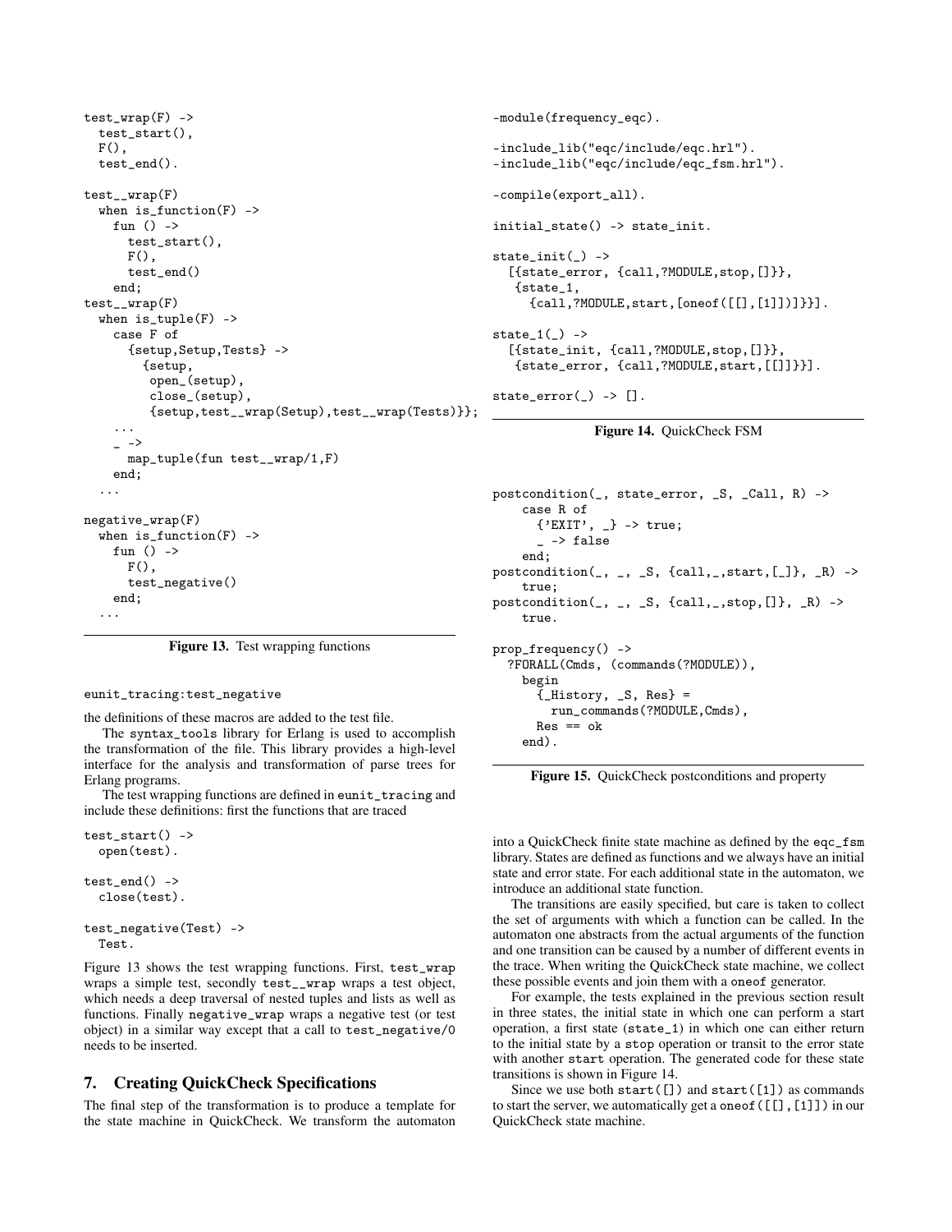```
test_wrap(F) ->
  test_start(),
  F(),
  test_end().

test__wrap(F)
  when is_function(F) ->
    fun () ->
      test_start(),
      F(),
      test_end()
    end;
test__wrap(F)
  when is_tuple(F) ->
    case F of
      {setup,Setup,Tests} ->
        {setup,
         open_(setup),
         close_(setup),
         {setup,test__wrap(Setup),test__wrap(Tests)}};
    ...
    _ ->
      map_tuple(fun test__wrap/1,F)
    end;
  ...

negative_wrap(F)
  when is_function(F) ->
    fun () ->
      F(),
      test_negative()
    end;
  ...
```

**Figure 13.** Test wrapping functions

```
eunit_tracing:test_negative
```

the definitions of these macros are added to the test file.

The syntax_tools library for Erlang is used to accomplish the transformation of the file. This library provides a high-level interface for the analysis and transformation of parse trees for Erlang programs.

The test wrapping functions are defined in eunit_tracing and include these definitions: first the functions that are traced

```
test_start() ->
  open(test).

test_end() ->
  close(test).

test_negative(Test) ->
  Test.
```

Figure 13 shows the test wrapping functions. First, test_wrap wraps a simple test, secondly test__wrap wraps a test object, which needs a deep traversal of nested tuples and lists as well as functions. Finally negative_wrap wraps a negative test (or test object) in a similar way except that a call to test_negative/0 needs to be inserted.

## 7. Creating QuickCheck Specifications

The final step of the transformation is to produce a template for the state machine in QuickCheck. We transform the automaton into a QuickCheck finite state machine as defined by the eqc_fsm library. States are defined as functions and we always have an initial state and error state. For each additional state in the automaton, we introduce an additional state function.

```
-module(frequency_eqc).

-include_lib("eqc/include/eqc.hrl").
-include_lib("eqc/include/eqc_fsm.hrl").

-compile(export_all).

initial_state() -> state_init.

state_init(_) ->
  [{state_error, {call,?MODULE,stop,[]}},
   {state_1,
     {call,?MODULE,start,[oneof([[],[1]])]}}].

state_1(_) ->
  [{state_init, {call,?MODULE,stop,[]}},
   {state_error, {call,?MODULE,start,[[]]}}].

state_error(_) -> [].
```

**Figure 14.** QuickCheck FSM

```
postcondition(_, state_error, _S, _Call, R) ->
    case R of
      {'EXIT', _} -> true;
      _ -> false
    end;
postcondition(_, _, _S, {call,_,start,[_]}, _R) ->
    true;
postcondition(_, _, _S, {call,_,stop,[]}, _R) ->
    true.

prop_frequency() ->
  ?FORALL(Cmds, (commands(?MODULE)),
    begin
      {_History, _S, Res} =
        run_commands(?MODULE,Cmds),
      Res == ok
    end).
```

**Figure 15.** QuickCheck postconditions and property

The transitions are easily specified, but care is taken to collect the set of arguments with which a function can be called. In the automaton one abstracts from the actual arguments of the function and one transition can be caused by a number of different events in the trace. When writing the QuickCheck state machine, we collect these possible events and join them with a oneof generator.

For example, the tests explained in the previous section result in three states, the initial state in which one can perform a start operation, a first state (state_1) in which one can either return to the initial state by a stop operation or transit to the error state with another start operation. The generated code for these state transitions is shown in Figure 14.

Since we use both start([]) and start([1]) as commands to start the server, we automatically get a oneof([[],[1]]) in our QuickCheck state machine.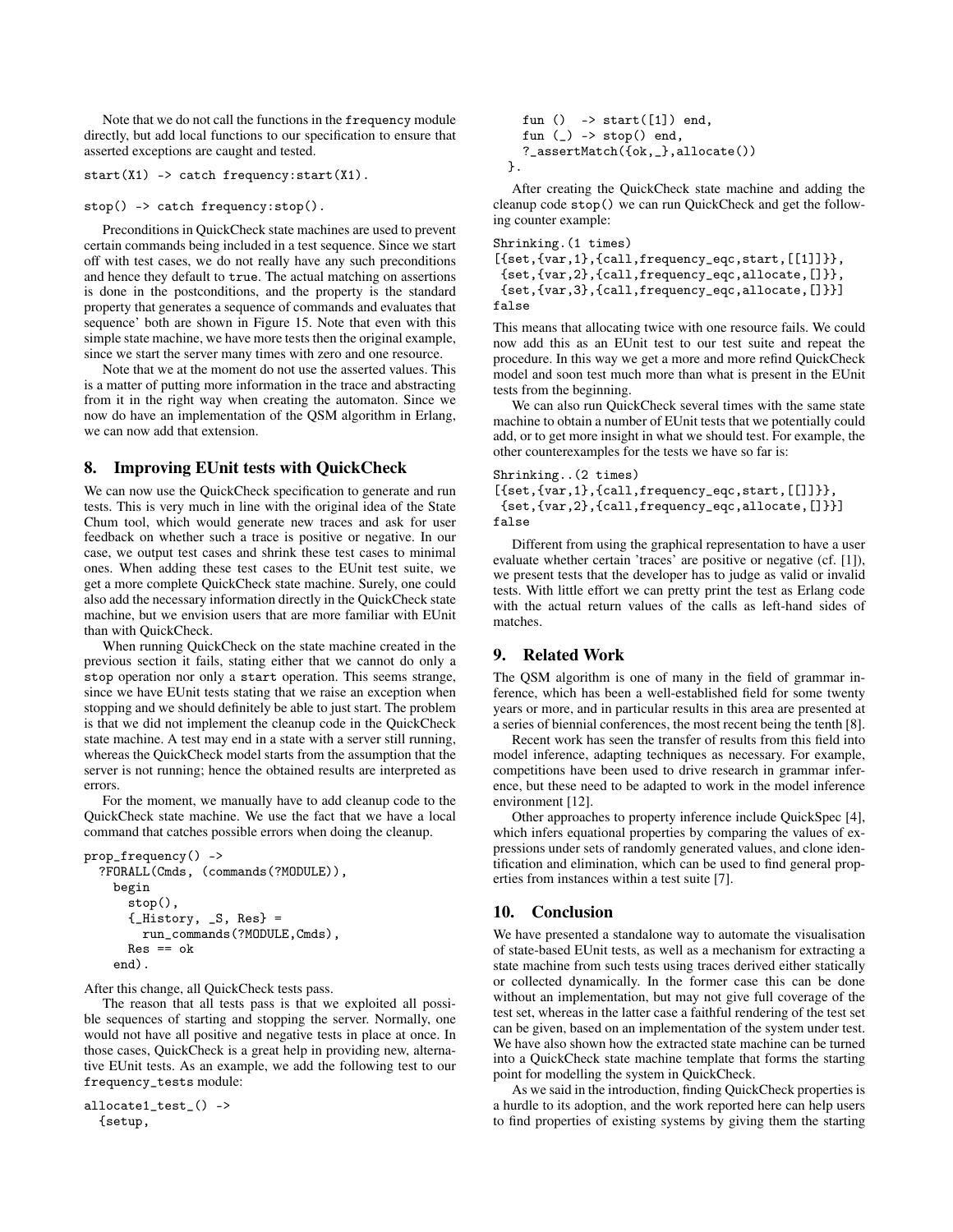Note that we do not call the functions in the frequency module directly, but add local functions to our specification to ensure that asserted exceptions are caught and tested.

```
start(X1) -> catch frequency:start(X1).

stop() -> catch frequency:stop().
```

Preconditions in QuickCheck state machines are used to prevent certain commands being included in a test sequence. Since we start off with test cases, we do not really have any such preconditions and hence they default to true. The actual matching on assertions is done in the postconditions, and the property is the standard property that generates a sequence of commands and evaluates that sequence' both are shown in Figure 15. Note that even with this simple state machine, we have more tests then the original example, since we start the server many times with zero and one resource.

Note that we at the moment do not use the asserted values. This is a matter of putting more information in the trace and abstracting from it in the right way when creating the automaton. Since we now do have an implementation of the QSM algorithm in Erlang, we can now add that extension.

## 8. Improving EUnit tests with QuickCheck

We can now use the QuickCheck specification to generate and run tests. This is very much in line with the original idea of the State Chum tool, which would generate new traces and ask for user feedback on whether such a trace is positive or negative. In our case, we output test cases and shrink these test cases to minimal ones. When adding these test cases to the EUnit test suite, we get a more complete QuickCheck state machine. Surely, one could also add the necessary information directly in the QuickCheck state machine, but we envision users that are more familiar with EUnit than with QuickCheck.

When running QuickCheck on the state machine created in the previous section it fails, stating either that we cannot do only a stop operation nor only a start operation. This seems strange, since we have EUnit tests stating that we raise an exception when stopping and we should definitely be able to just start. The problem is that we did not implement the cleanup code in the QuickCheck state machine. A test may end in a state with a server still running, whereas the QuickCheck model starts from the assumption that the server is not running; hence the obtained results are interpreted as errors.

For the moment, we manually have to add cleanup code to the QuickCheck state machine. We use the fact that we have a local command that catches possible errors when doing the cleanup.

```
prop_frequency() ->
  ?FORALL(Cmds, (commands(?MODULE)),
    begin
      stop(),
      {_History, _S, Res} =
        run_commands(?MODULE,Cmds),
      Res == ok
    end).
```

After this change, all QuickCheck tests pass.

The reason that all tests pass is that we exploited all possible sequences of starting and stopping the server. Normally, one would not have all positive and negative tests in place at once. In those cases, QuickCheck is a great help in providing new, alternative EUnit tests. As an example, we add the following test to our frequency_tests module:

```
allocate1_test_() ->
  {setup,
    fun ()  -> start([1]) end,
    fun (_) -> stop() end,
    ?_assertMatch({ok,_},allocate())
  }.
```

After creating the QuickCheck state machine and adding the cleanup code stop() we can run QuickCheck and get the following counter example:

```
Shrinking.(1 times)
[{set,{var,1},{call,frequency_eqc,start,[[1]]}},
 {set,{var,2},{call,frequency_eqc,allocate,[]}},
 {set,{var,3},{call,frequency_eqc,allocate,[]}}]
false
```

This means that allocating twice with one resource fails. We could now add this as an EUnit test to our test suite and repeat the procedure. In this way we get a more and more refind QuickCheck model and soon test much more than what is present in the EUnit tests from the beginning.

We can also run QuickCheck several times with the same state machine to obtain a number of EUnit tests that we potentially could add, or to get more insight in what we should test. For example, the other counterexamples for the tests we have so far is:

```
Shrinking..(2 times)
[{set,{var,1},{call,frequency_eqc,start,[[]]}},
 {set,{var,2},{call,frequency_eqc,allocate,[]}}]
false
```

Different from using the graphical representation to have a user evaluate whether certain 'traces' are positive or negative (cf. [1]), we present tests that the developer has to judge as valid or invalid tests. With little effort we can pretty print the test as Erlang code with the actual return values of the calls as left-hand sides of matches.

## 9. Related Work

The QSM algorithm is one of many in the field of grammar inference, which has been a well-established field for some twenty years or more, and in particular results in this area are presented at a series of biennial conferences, the most recent being the tenth [8].

Recent work has seen the transfer of results from this field into model inference, adapting techniques as necessary. For example, competitions have been used to drive research in grammar inference, but these need to be adapted to work in the model inference environment [12].

Other approaches to property inference include QuickSpec [4], which infers equational properties by comparing the values of expressions under sets of randomly generated values, and clone identification and elimination, which can be used to find general properties from instances within a test suite [7].

## 10. Conclusion

We have presented a standalone way to automate the visualisation of state-based EUnit tests, as well as a mechanism for extracting a state machine from such tests using traces derived either statically or collected dynamically. In the former case this can be done without an implementation, but may not give full coverage of the test set, whereas in the latter case a faithful rendering of the test set can be given, based on an implementation of the system under test. We have also shown how the extracted state machine can be turned into a QuickCheck state machine template that forms the starting point for modelling the system in QuickCheck.

As we said in the introduction, finding QuickCheck properties is a hurdle to its adoption, and the work reported here can help users to find properties of existing systems by giving them the starting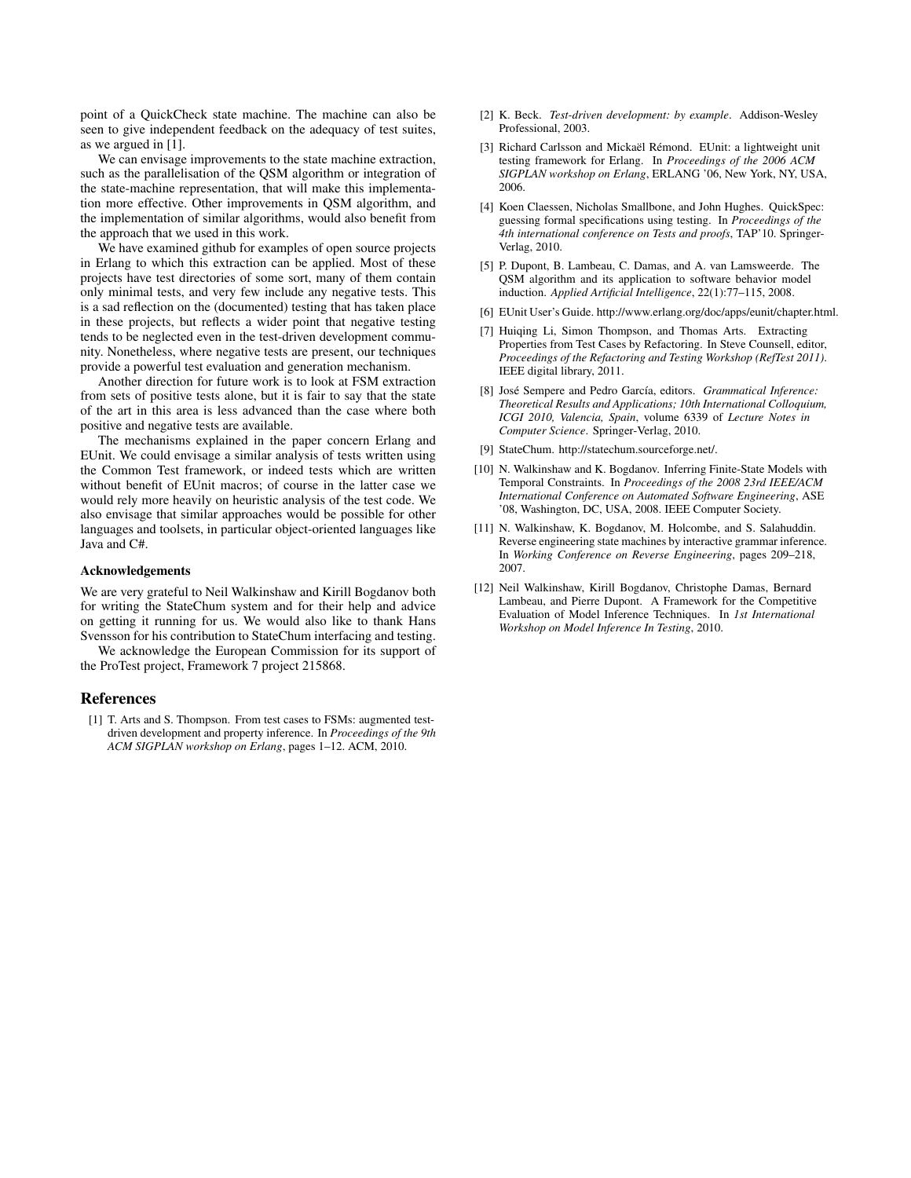point of a QuickCheck state machine. The machine can also be seen to give independent feedback on the adequacy of test suites, as we argued in [1].

We can envisage improvements to the state machine extraction, such as the parallelisation of the QSM algorithm or integration of the state-machine representation, that will make this implementation more effective. Other improvements in QSM algorithm, and the implementation of similar algorithms, would also benefit from the approach that we used in this work.

We have examined github for examples of open source projects in Erlang to which this extraction can be applied. Most of these projects have test directories of some sort, many of them contain only minimal tests, and very few include any negative tests. This is a sad reflection on the (documented) testing that has taken place in these projects, but reflects a wider point that negative testing tends to be neglected even in the test-driven development community. Nonetheless, where negative tests are present, our techniques provide a powerful test evaluation and generation mechanism.

Another direction for future work is to look at FSM extraction from sets of positive tests alone, but it is fair to say that the state of the art in this area is less advanced than the case where both positive and negative tests are available.

The mechanisms explained in the paper concern Erlang and EUnit. We could envisage a similar analysis of tests written using the Common Test framework, or indeed tests which are written without benefit of EUnit macros; of course in the latter case we would rely more heavily on heuristic analysis of the test code. We also envisage that similar approaches would be possible for other languages and toolsets, in particular object-oriented languages like Java and C#.

### Acknowledgements

We are very grateful to Neil Walkinshaw and Kirill Bogdanov both for writing the StateChum system and for their help and advice on getting it running for us. We would also like to thank Hans Svensson for his contribution to StateChum interfacing and testing.

We acknowledge the European Commission for its support of the ProTest project, Framework 7 project 215868.

## References

[1] T. Arts and S. Thompson. From test cases to FSMs: augmented test-driven development and property inference. In *Proceedings of the 9th ACM SIGPLAN workshop on Erlang*, pages 1–12. ACM, 2010.

[2] K. Beck. *Test-driven development: by example*. Addison-Wesley Professional, 2003.

[3] Richard Carlsson and Mickaël Rémond. EUnit: a lightweight unit testing framework for Erlang. In *Proceedings of the 2006 ACM SIGPLAN workshop on Erlang*, ERLANG '06, New York, NY, USA, 2006.

[4] Koen Claessen, Nicholas Smallbone, and John Hughes. QuickSpec: guessing formal specifications using testing. In *Proceedings of the 4th international conference on Tests and proofs*, TAP'10. Springer-Verlag, 2010.

[5] P. Dupont, B. Lambeau, C. Damas, and A. van Lamsweerde. The QSM algorithm and its application to software behavior model induction. *Applied Artificial Intelligence*, 22(1):77–115, 2008.

[6] EUnit User's Guide. http://www.erlang.org/doc/apps/eunit/chapter.html.

[7] Huiqing Li, Simon Thompson, and Thomas Arts. Extracting Properties from Test Cases by Refactoring. In Steve Counsell, editor, *Proceedings of the Refactoring and Testing Workshop (RefTest 2011)*. IEEE digital library, 2011.

[8] José Sempere and Pedro García, editors. *Grammatical Inference: Theoretical Results and Applications; 10th International Colloquium, ICGI 2010, Valencia, Spain*, volume 6339 of *Lecture Notes in Computer Science*. Springer-Verlag, 2010.

[9] StateChum. http://statechum.sourceforge.net/.

[10] N. Walkinshaw and K. Bogdanov. Inferring Finite-State Models with Temporal Constraints. In *Proceedings of the 2008 23rd IEEE/ACM International Conference on Automated Software Engineering*, ASE '08, Washington, DC, USA, 2008. IEEE Computer Society.

[11] N. Walkinshaw, K. Bogdanov, M. Holcombe, and S. Salahuddin. Reverse engineering state machines by interactive grammar inference. In *Working Conference on Reverse Engineering*, pages 209–218, 2007.

[12] Neil Walkinshaw, Kirill Bogdanov, Christophe Damas, Bernard Lambeau, and Pierre Dupont. A Framework for the Competitive Evaluation of Model Inference Techniques. In *1st International Workshop on Model Inference In Testing*, 2010.